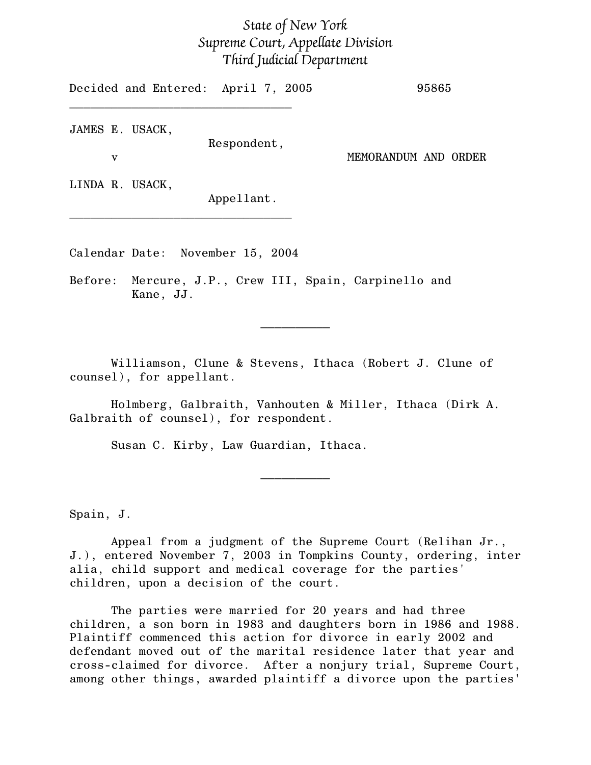*State of New York*
*Supreme Court, Appellate Division*
*Third Judicial Department*

Decided and Entered: April 7, 2005 95865

________________________________

JAMES E. USACK,
Respondent,

v MEMORANDUM AND ORDER

LINDA R. USACK,
Appellant.

________________________________

Calendar Date: November 15, 2004

Before: Mercure, J.P., Crew III, Spain, Carpinello and Kane, JJ.

__________

Williamson, Clune & Stevens, Ithaca (Robert J. Clune of counsel), for appellant.

Holmberg, Galbraith, Vanhouten & Miller, Ithaca (Dirk A. Galbraith of counsel), for respondent.

Susan C. Kirby, Law Guardian, Ithaca.

__________

Spain, J.

Appeal from a judgment of the Supreme Court (Relihan Jr., J.), entered November 7, 2003 in Tompkins County, ordering, inter alia, child support and medical coverage for the parties' children, upon a decision of the court.

The parties were married for 20 years and had three children, a son born in 1983 and daughters born in 1986 and 1988. Plaintiff commenced this action for divorce in early 2002 and defendant moved out of the marital residence later that year and cross-claimed for divorce. After a nonjury trial, Supreme Court, among other things, awarded plaintiff a divorce upon the parties'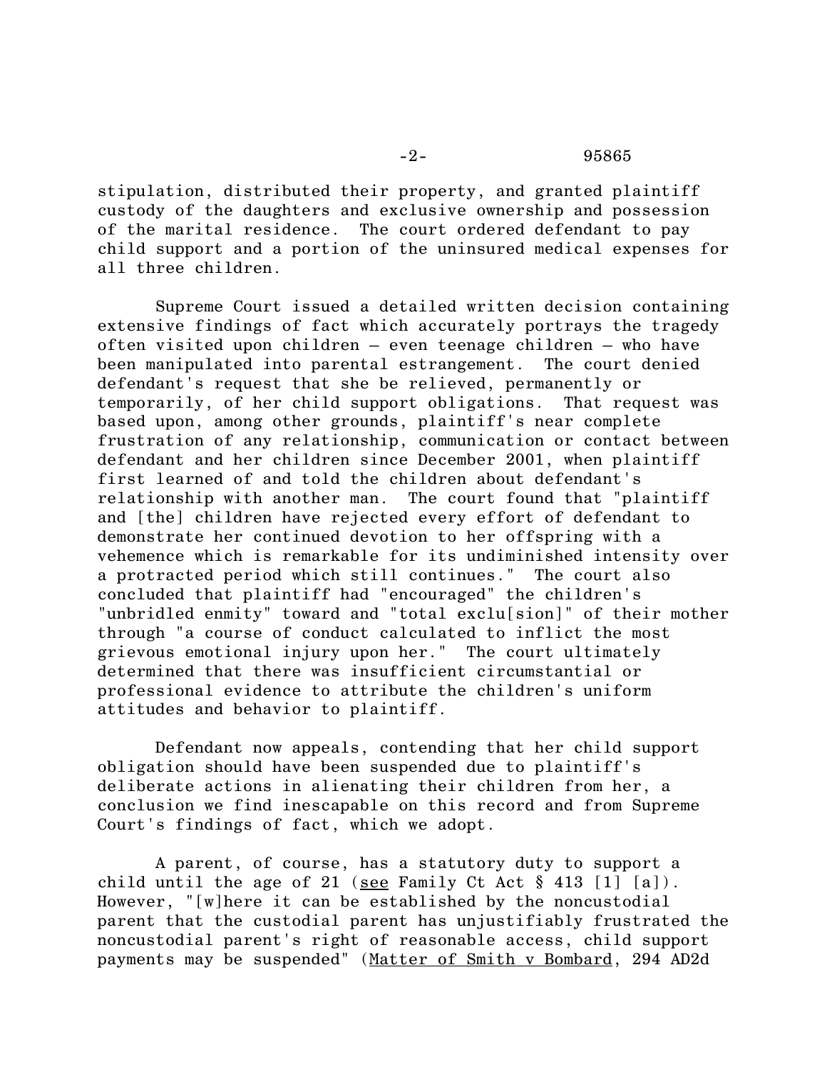stipulation, distributed their property, and granted plaintiff custody of the daughters and exclusive ownership and possession of the marital residence. The court ordered defendant to pay child support and a portion of the uninsured medical expenses for all three children.

Supreme Court issued a detailed written decision containing extensive findings of fact which accurately portrays the tragedy often visited upon children – even teenage children – who have been manipulated into parental estrangement. The court denied defendant's request that she be relieved, permanently or temporarily, of her child support obligations. That request was based upon, among other grounds, plaintiff's near complete frustration of any relationship, communication or contact between defendant and her children since December 2001, when plaintiff first learned of and told the children about defendant's relationship with another man. The court found that "plaintiff and [the] children have rejected every effort of defendant to demonstrate her continued devotion to her offspring with a vehemence which is remarkable for its undiminished intensity over a protracted period which still continues." The court also concluded that plaintiff had "encouraged" the children's "unbridled enmity" toward and "total exclu[sion]" of their mother through "a course of conduct calculated to inflict the most grievous emotional injury upon her." The court ultimately determined that there was insufficient circumstantial or professional evidence to attribute the children's uniform attitudes and behavior to plaintiff.

Defendant now appeals, contending that her child support obligation should have been suspended due to plaintiff's deliberate actions in alienating their children from her, a conclusion we find inescapable on this record and from Supreme Court's findings of fact, which we adopt.

A parent, of course, has a statutory duty to support a child until the age of 21 (see Family Ct Act § 413 [1] [a]). However, "[w]here it can be established by the noncustodial parent that the custodial parent has unjustifiably frustrated the noncustodial parent's right of reasonable access, child support payments may be suspended" (Matter of Smith v Bombard, 294 AD2d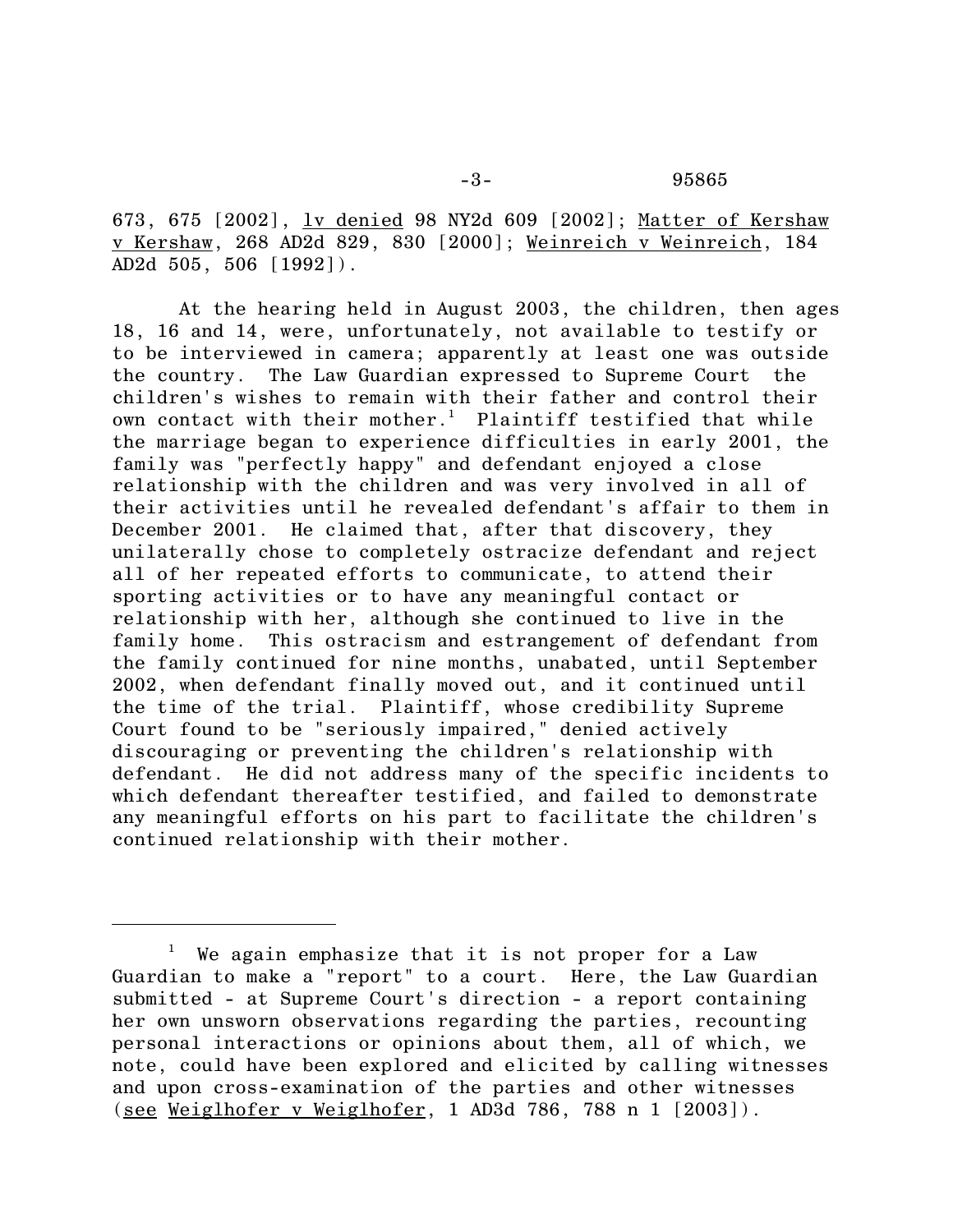673, 675 [2002], lv denied 98 NY2d 609 [2002]; Matter of Kershaw v Kershaw, 268 AD2d 829, 830 [2000]; Weinreich v Weinreich, 184 AD2d 505, 506 [1992]).

At the hearing held in August 2003, the children, then ages 18, 16 and 14, were, unfortunately, not available to testify or to be interviewed in camera; apparently at least one was outside the country. The Law Guardian expressed to Supreme Court the children's wishes to remain with their father and control their own contact with their mother.[1] Plaintiff testified that while the marriage began to experience difficulties in early 2001, the family was "perfectly happy" and defendant enjoyed a close relationship with the children and was very involved in all of their activities until he revealed defendant's affair to them in December 2001. He claimed that, after that discovery, they unilaterally chose to completely ostracize defendant and reject all of her repeated efforts to communicate, to attend their sporting activities or to have any meaningful contact or relationship with her, although she continued to live in the family home. This ostracism and estrangement of defendant from the family continued for nine months, unabated, until September 2002, when defendant finally moved out, and it continued until the time of the trial. Plaintiff, whose credibility Supreme Court found to be "seriously impaired," denied actively discouraging or preventing the children's relationship with defendant. He did not address many of the specific incidents to which defendant thereafter testified, and failed to demonstrate any meaningful efforts on his part to facilitate the children's continued relationship with their mother.

---

[1] We again emphasize that it is not proper for a Law Guardian to make a "report" to a court. Here, the Law Guardian submitted - at Supreme Court's direction - a report containing her own unsworn observations regarding the parties, recounting personal interactions or opinions about them, all of which, we note, could have been explored and elicited by calling witnesses and upon cross-examination of the parties and other witnesses (see Weiglhofer v Weiglhofer, 1 AD3d 786, 788 n 1 [2003]).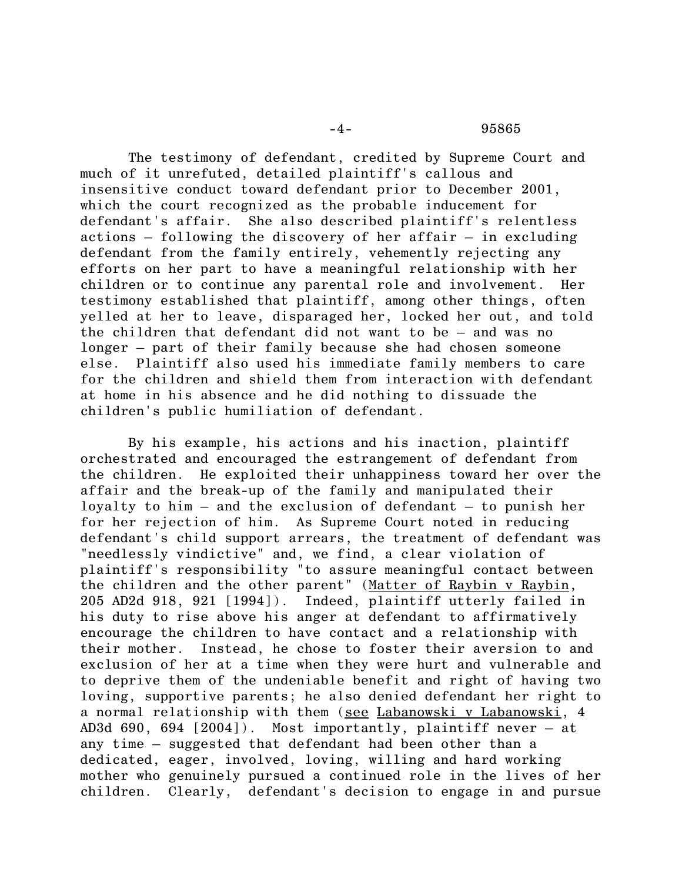The testimony of defendant, credited by Supreme Court and much of it unrefuted, detailed plaintiff's callous and insensitive conduct toward defendant prior to December 2001, which the court recognized as the probable inducement for defendant's affair. She also described plaintiff's relentless actions – following the discovery of her affair – in excluding defendant from the family entirely, vehemently rejecting any efforts on her part to have a meaningful relationship with her children or to continue any parental role and involvement. Her testimony established that plaintiff, among other things, often yelled at her to leave, disparaged her, locked her out, and told the children that defendant did not want to be – and was no longer – part of their family because she had chosen someone else. Plaintiff also used his immediate family members to care for the children and shield them from interaction with defendant at home in his absence and he did nothing to dissuade the children's public humiliation of defendant.

By his example, his actions and his inaction, plaintiff orchestrated and encouraged the estrangement of defendant from the children. He exploited their unhappiness toward her over the affair and the break-up of the family and manipulated their loyalty to him – and the exclusion of defendant – to punish her for her rejection of him. As Supreme Court noted in reducing defendant's child support arrears, the treatment of defendant was "needlessly vindictive" and, we find, a clear violation of plaintiff's responsibility "to assure meaningful contact between the children and the other parent" (Matter of Raybin v Raybin, 205 AD2d 918, 921 [1994]). Indeed, plaintiff utterly failed in his duty to rise above his anger at defendant to affirmatively encourage the children to have contact and a relationship with their mother. Instead, he chose to foster their aversion to and exclusion of her at a time when they were hurt and vulnerable and to deprive them of the undeniable benefit and right of having two loving, supportive parents; he also denied defendant her right to a normal relationship with them (see Labanowski v Labanowski, 4 AD3d 690, 694 [2004]). Most importantly, plaintiff never – at any time – suggested that defendant had been other than a dedicated, eager, involved, loving, willing and hard working mother who genuinely pursued a continued role in the lives of her children. Clearly, defendant's decision to engage in and pursue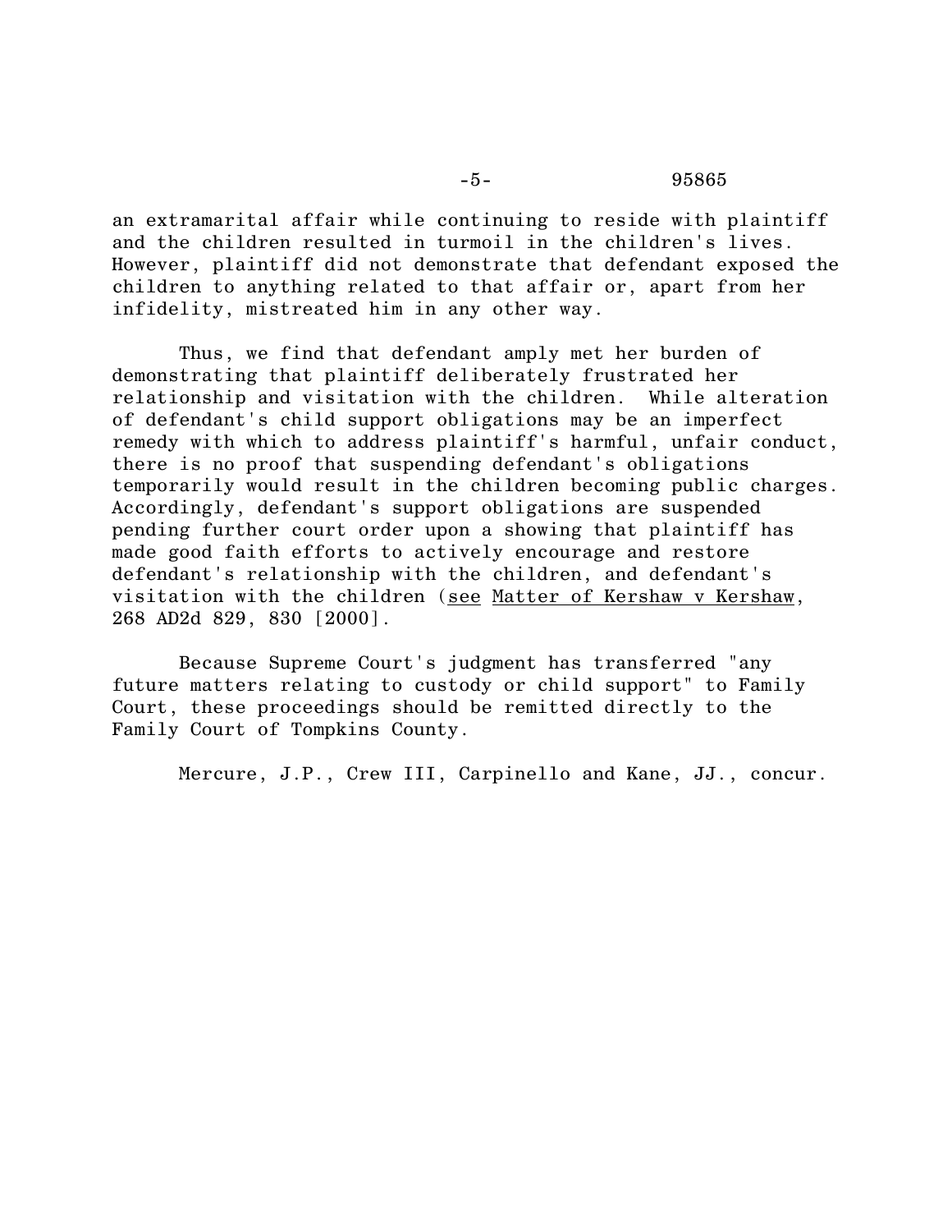an extramarital affair while continuing to reside with plaintiff and the children resulted in turmoil in the children's lives. However, plaintiff did not demonstrate that defendant exposed the children to anything related to that affair or, apart from her infidelity, mistreated him in any other way.

Thus, we find that defendant amply met her burden of demonstrating that plaintiff deliberately frustrated her relationship and visitation with the children. While alteration of defendant's child support obligations may be an imperfect remedy with which to address plaintiff's harmful, unfair conduct, there is no proof that suspending defendant's obligations temporarily would result in the children becoming public charges. Accordingly, defendant's support obligations are suspended pending further court order upon a showing that plaintiff has made good faith efforts to actively encourage and restore defendant's relationship with the children, and defendant's visitation with the children (see Matter of Kershaw v Kershaw, 268 AD2d 829, 830 [2000].

Because Supreme Court's judgment has transferred "any future matters relating to custody or child support" to Family Court, these proceedings should be remitted directly to the Family Court of Tompkins County.

Mercure, J.P., Crew III, Carpinello and Kane, JJ., concur.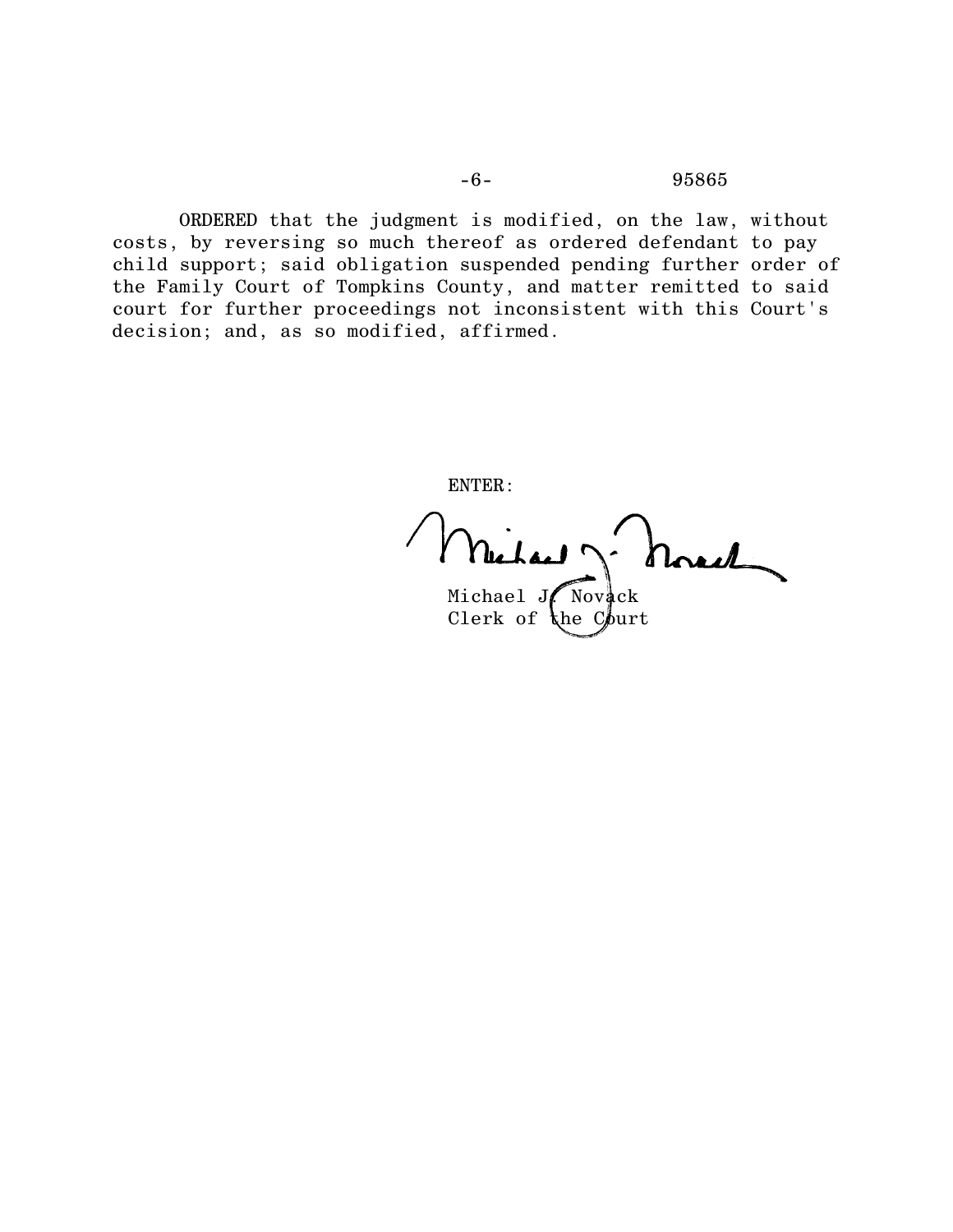ORDERED that the judgment is modified, on the law, without costs, by reversing so much thereof as ordered defendant to pay child support; said obligation suspended pending further order of the Family Court of Tompkins County, and matter remitted to said court for further proceedings not inconsistent with this Court's decision; and, as so modified, affirmed.

ENTER:

Michael J. Novack
Clerk of the Court